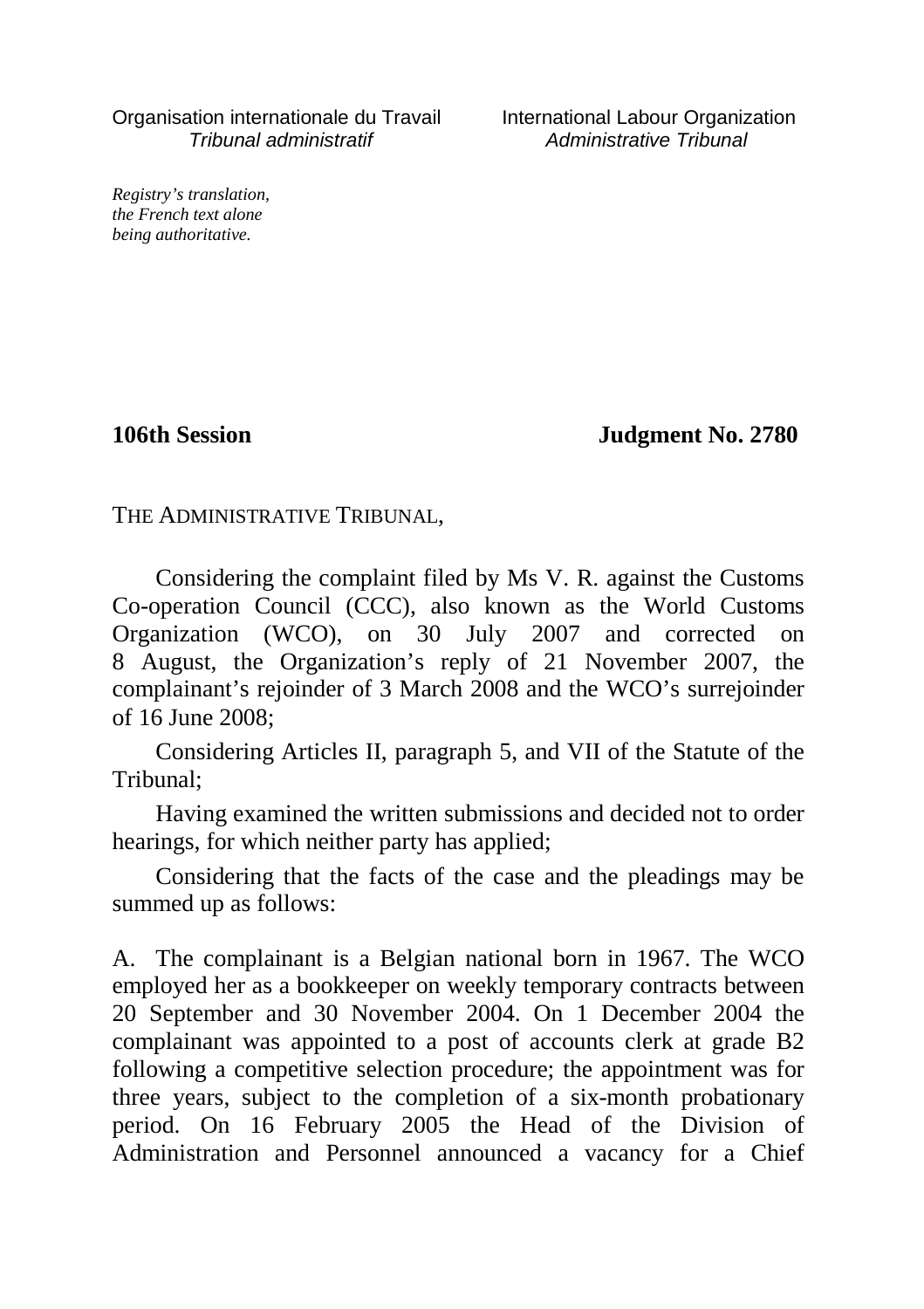Organisation internationale du Travail
*Tribunal administratif*

International Labour Organization
*Administrative Tribunal*

*Registry's translation,*
*the French text alone*
*being authoritative.*

**106th Session** **Judgment No. 2780**

THE ADMINISTRATIVE TRIBUNAL,

Considering the complaint filed by Ms V. R. against the Customs Co-operation Council (CCC), also known as the World Customs Organization (WCO), on 30 July 2007 and corrected on 8 August, the Organization's reply of 21 November 2007, the complainant's rejoinder of 3 March 2008 and the WCO's surrejoinder of 16 June 2008;

Considering Articles II, paragraph 5, and VII of the Statute of the Tribunal;

Having examined the written submissions and decided not to order hearings, for which neither party has applied;

Considering that the facts of the case and the pleadings may be summed up as follows:

A. The complainant is a Belgian national born in 1967. The WCO employed her as a bookkeeper on weekly temporary contracts between 20 September and 30 November 2004. On 1 December 2004 the complainant was appointed to a post of accounts clerk at grade B2 following a competitive selection procedure; the appointment was for three years, subject to the completion of a six-month probationary period. On 16 February 2005 the Head of the Division of Administration and Personnel announced a vacancy for a Chief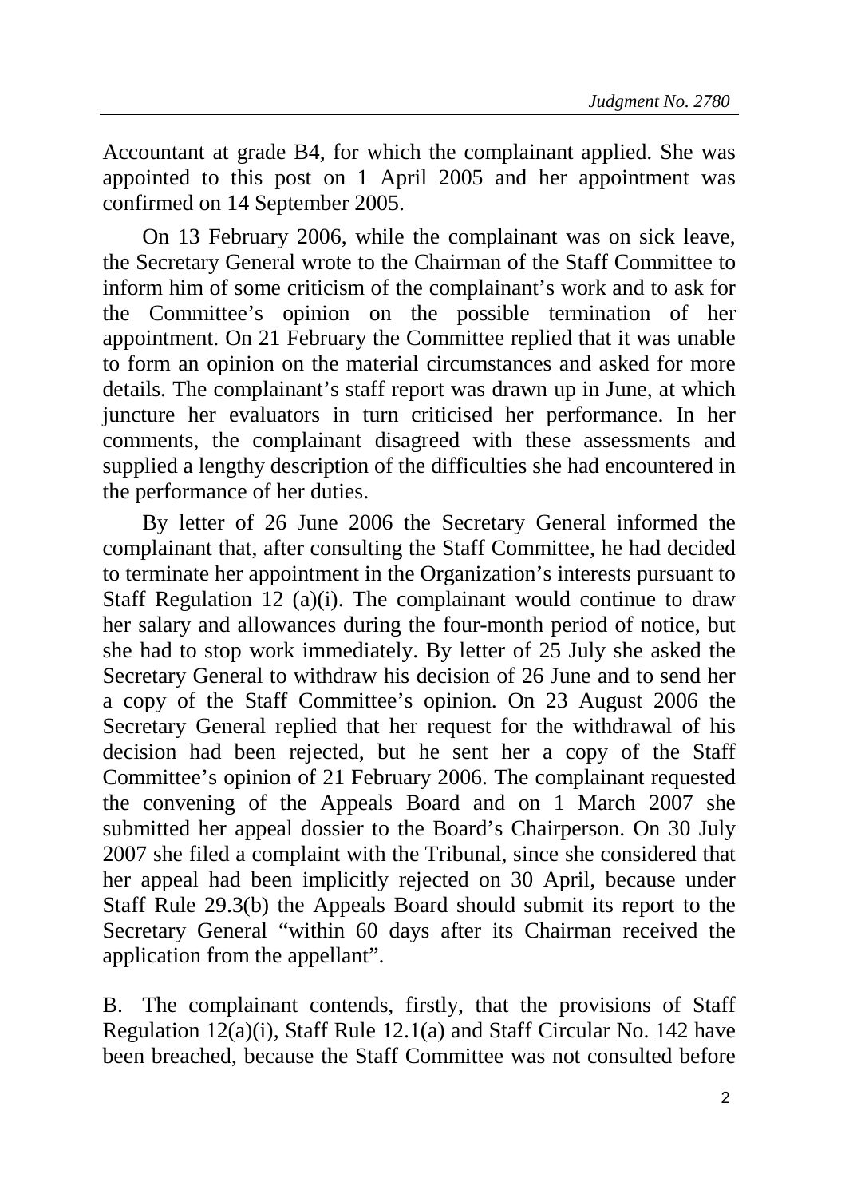Accountant at grade B4, for which the complainant applied. She was appointed to this post on 1 April 2005 and her appointment was confirmed on 14 September 2005.

On 13 February 2006, while the complainant was on sick leave, the Secretary General wrote to the Chairman of the Staff Committee to inform him of some criticism of the complainant's work and to ask for the Committee's opinion on the possible termination of her appointment. On 21 February the Committee replied that it was unable to form an opinion on the material circumstances and asked for more details. The complainant's staff report was drawn up in June, at which juncture her evaluators in turn criticised her performance. In her comments, the complainant disagreed with these assessments and supplied a lengthy description of the difficulties she had encountered in the performance of her duties.

By letter of 26 June 2006 the Secretary General informed the complainant that, after consulting the Staff Committee, he had decided to terminate her appointment in the Organization's interests pursuant to Staff Regulation 12 (a)(i). The complainant would continue to draw her salary and allowances during the four-month period of notice, but she had to stop work immediately. By letter of 25 July she asked the Secretary General to withdraw his decision of 26 June and to send her a copy of the Staff Committee's opinion. On 23 August 2006 the Secretary General replied that her request for the withdrawal of his decision had been rejected, but he sent her a copy of the Staff Committee's opinion of 21 February 2006. The complainant requested the convening of the Appeals Board and on 1 March 2007 she submitted her appeal dossier to the Board's Chairperson. On 30 July 2007 she filed a complaint with the Tribunal, since she considered that her appeal had been implicitly rejected on 30 April, because under Staff Rule 29.3(b) the Appeals Board should submit its report to the Secretary General "within 60 days after its Chairman received the application from the appellant".

B. The complainant contends, firstly, that the provisions of Staff Regulation 12(a)(i), Staff Rule 12.1(a) and Staff Circular No. 142 have been breached, because the Staff Committee was not consulted before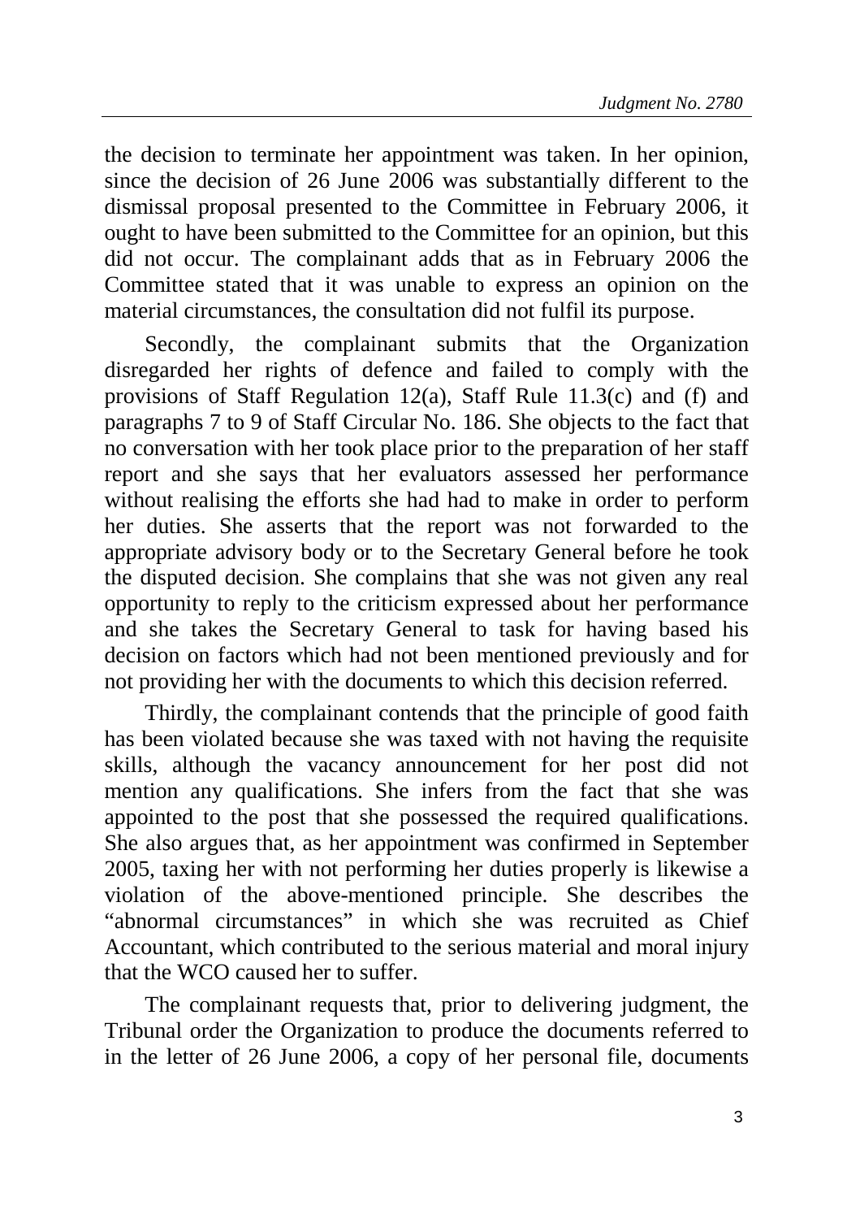the decision to terminate her appointment was taken. In her opinion, since the decision of 26 June 2006 was substantially different to the dismissal proposal presented to the Committee in February 2006, it ought to have been submitted to the Committee for an opinion, but this did not occur. The complainant adds that as in February 2006 the Committee stated that it was unable to express an opinion on the material circumstances, the consultation did not fulfil its purpose.

Secondly, the complainant submits that the Organization disregarded her rights of defence and failed to comply with the provisions of Staff Regulation 12(a), Staff Rule 11.3(c) and (f) and paragraphs 7 to 9 of Staff Circular No. 186. She objects to the fact that no conversation with her took place prior to the preparation of her staff report and she says that her evaluators assessed her performance without realising the efforts she had had to make in order to perform her duties. She asserts that the report was not forwarded to the appropriate advisory body or to the Secretary General before he took the disputed decision. She complains that she was not given any real opportunity to reply to the criticism expressed about her performance and she takes the Secretary General to task for having based his decision on factors which had not been mentioned previously and for not providing her with the documents to which this decision referred.

Thirdly, the complainant contends that the principle of good faith has been violated because she was taxed with not having the requisite skills, although the vacancy announcement for her post did not mention any qualifications. She infers from the fact that she was appointed to the post that she possessed the required qualifications. She also argues that, as her appointment was confirmed in September 2005, taxing her with not performing her duties properly is likewise a violation of the above-mentioned principle. She describes the "abnormal circumstances" in which she was recruited as Chief Accountant, which contributed to the serious material and moral injury that the WCO caused her to suffer.

The complainant requests that, prior to delivering judgment, the Tribunal order the Organization to produce the documents referred to in the letter of 26 June 2006, a copy of her personal file, documents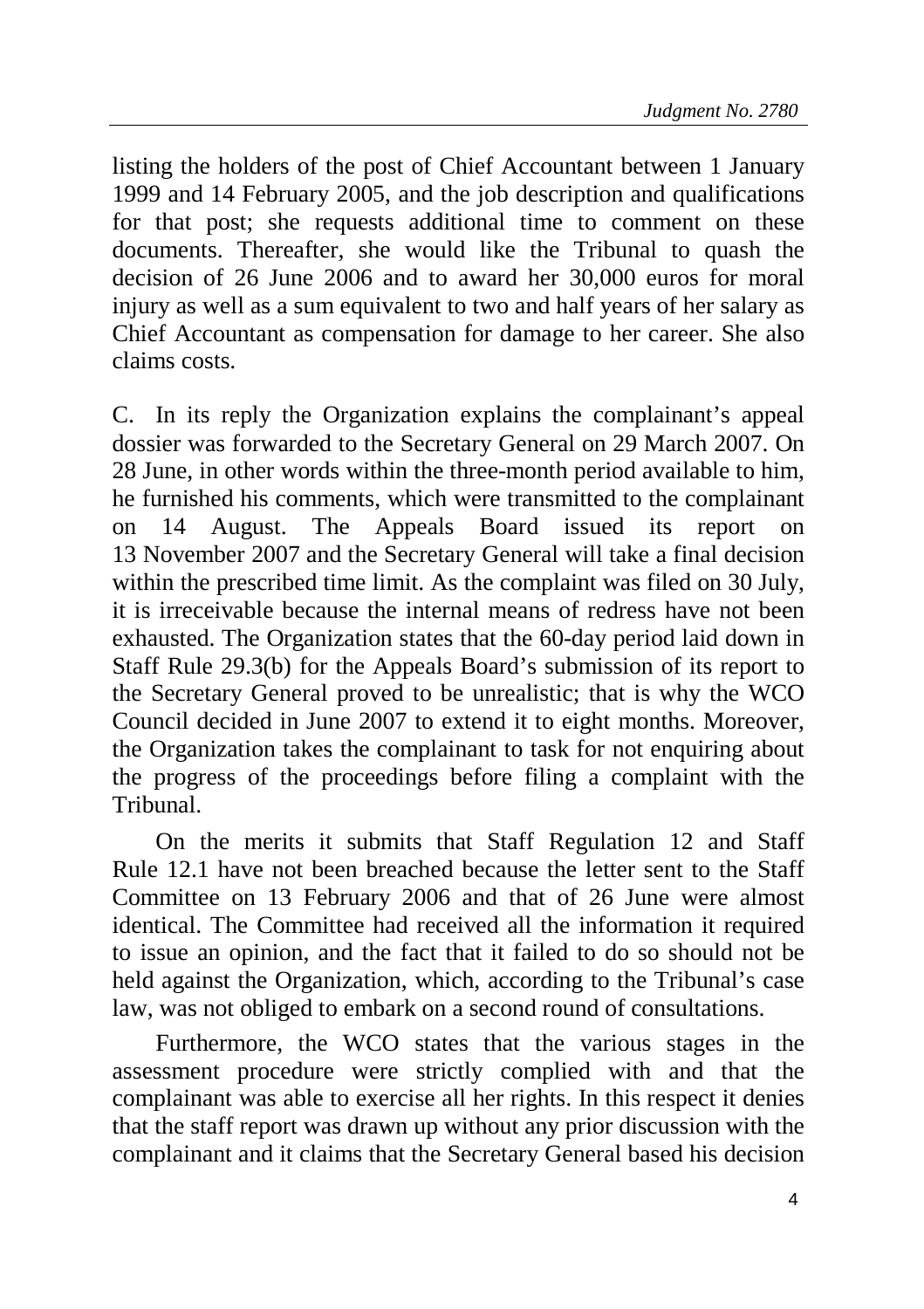listing the holders of the post of Chief Accountant between 1 January 1999 and 14 February 2005, and the job description and qualifications for that post; she requests additional time to comment on these documents. Thereafter, she would like the Tribunal to quash the decision of 26 June 2006 and to award her 30,000 euros for moral injury as well as a sum equivalent to two and half years of her salary as Chief Accountant as compensation for damage to her career. She also claims costs.

C. In its reply the Organization explains the complainant's appeal dossier was forwarded to the Secretary General on 29 March 2007. On 28 June, in other words within the three-month period available to him, he furnished his comments, which were transmitted to the complainant on 14 August. The Appeals Board issued its report on 13 November 2007 and the Secretary General will take a final decision within the prescribed time limit. As the complaint was filed on 30 July, it is irreceivable because the internal means of redress have not been exhausted. The Organization states that the 60-day period laid down in Staff Rule 29.3(b) for the Appeals Board's submission of its report to the Secretary General proved to be unrealistic; that is why the WCO Council decided in June 2007 to extend it to eight months. Moreover, the Organization takes the complainant to task for not enquiring about the progress of the proceedings before filing a complaint with the Tribunal.

On the merits it submits that Staff Regulation 12 and Staff Rule 12.1 have not been breached because the letter sent to the Staff Committee on 13 February 2006 and that of 26 June were almost identical. The Committee had received all the information it required to issue an opinion, and the fact that it failed to do so should not be held against the Organization, which, according to the Tribunal's case law, was not obliged to embark on a second round of consultations.

Furthermore, the WCO states that the various stages in the assessment procedure were strictly complied with and that the complainant was able to exercise all her rights. In this respect it denies that the staff report was drawn up without any prior discussion with the complainant and it claims that the Secretary General based his decision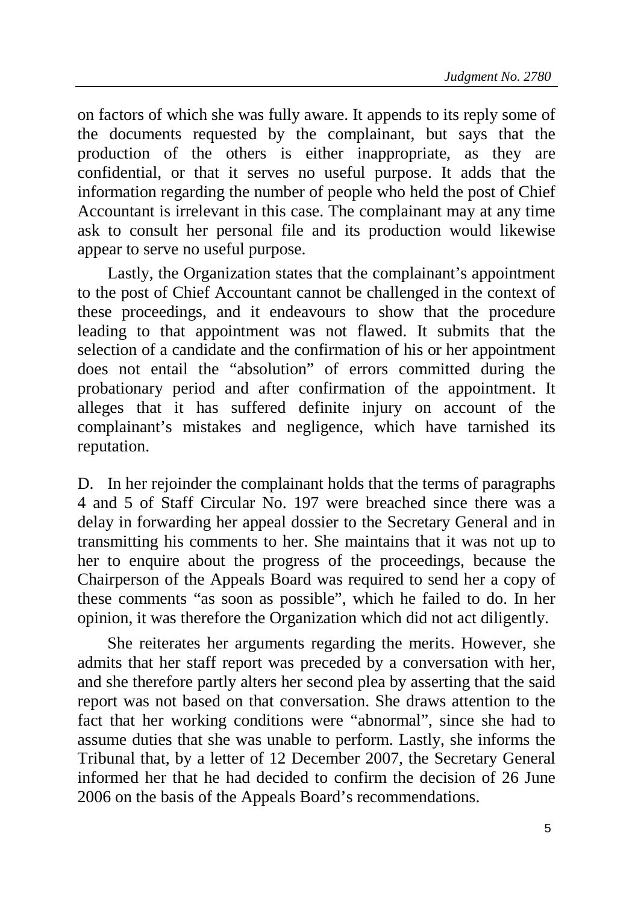on factors of which she was fully aware. It appends to its reply some of the documents requested by the complainant, but says that the production of the others is either inappropriate, as they are confidential, or that it serves no useful purpose. It adds that the information regarding the number of people who held the post of Chief Accountant is irrelevant in this case. The complainant may at any time ask to consult her personal file and its production would likewise appear to serve no useful purpose.

Lastly, the Organization states that the complainant's appointment to the post of Chief Accountant cannot be challenged in the context of these proceedings, and it endeavours to show that the procedure leading to that appointment was not flawed. It submits that the selection of a candidate and the confirmation of his or her appointment does not entail the "absolution" of errors committed during the probationary period and after confirmation of the appointment. It alleges that it has suffered definite injury on account of the complainant's mistakes and negligence, which have tarnished its reputation.

D. In her rejoinder the complainant holds that the terms of paragraphs 4 and 5 of Staff Circular No. 197 were breached since there was a delay in forwarding her appeal dossier to the Secretary General and in transmitting his comments to her. She maintains that it was not up to her to enquire about the progress of the proceedings, because the Chairperson of the Appeals Board was required to send her a copy of these comments "as soon as possible", which he failed to do. In her opinion, it was therefore the Organization which did not act diligently.

She reiterates her arguments regarding the merits. However, she admits that her staff report was preceded by a conversation with her, and she therefore partly alters her second plea by asserting that the said report was not based on that conversation. She draws attention to the fact that her working conditions were "abnormal", since she had to assume duties that she was unable to perform. Lastly, she informs the Tribunal that, by a letter of 12 December 2007, the Secretary General informed her that he had decided to confirm the decision of 26 June 2006 on the basis of the Appeals Board's recommendations.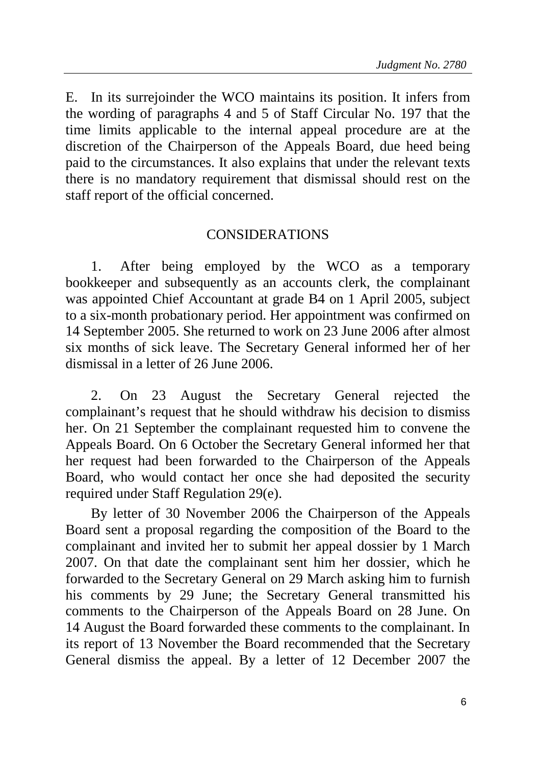E. In its surrejoinder the WCO maintains its position. It infers from the wording of paragraphs 4 and 5 of Staff Circular No. 197 that the time limits applicable to the internal appeal procedure are at the discretion of the Chairperson of the Appeals Board, due heed being paid to the circumstances. It also explains that under the relevant texts there is no mandatory requirement that dismissal should rest on the staff report of the official concerned.

## CONSIDERATIONS

1. After being employed by the WCO as a temporary bookkeeper and subsequently as an accounts clerk, the complainant was appointed Chief Accountant at grade B4 on 1 April 2005, subject to a six-month probationary period. Her appointment was confirmed on 14 September 2005. She returned to work on 23 June 2006 after almost six months of sick leave. The Secretary General informed her of her dismissal in a letter of 26 June 2006.

2. On 23 August the Secretary General rejected the complainant's request that he should withdraw his decision to dismiss her. On 21 September the complainant requested him to convene the Appeals Board. On 6 October the Secretary General informed her that her request had been forwarded to the Chairperson of the Appeals Board, who would contact her once she had deposited the security required under Staff Regulation 29(e).

By letter of 30 November 2006 the Chairperson of the Appeals Board sent a proposal regarding the composition of the Board to the complainant and invited her to submit her appeal dossier by 1 March 2007. On that date the complainant sent him her dossier, which he forwarded to the Secretary General on 29 March asking him to furnish his comments by 29 June; the Secretary General transmitted his comments to the Chairperson of the Appeals Board on 28 June. On 14 August the Board forwarded these comments to the complainant. In its report of 13 November the Board recommended that the Secretary General dismiss the appeal. By a letter of 12 December 2007 the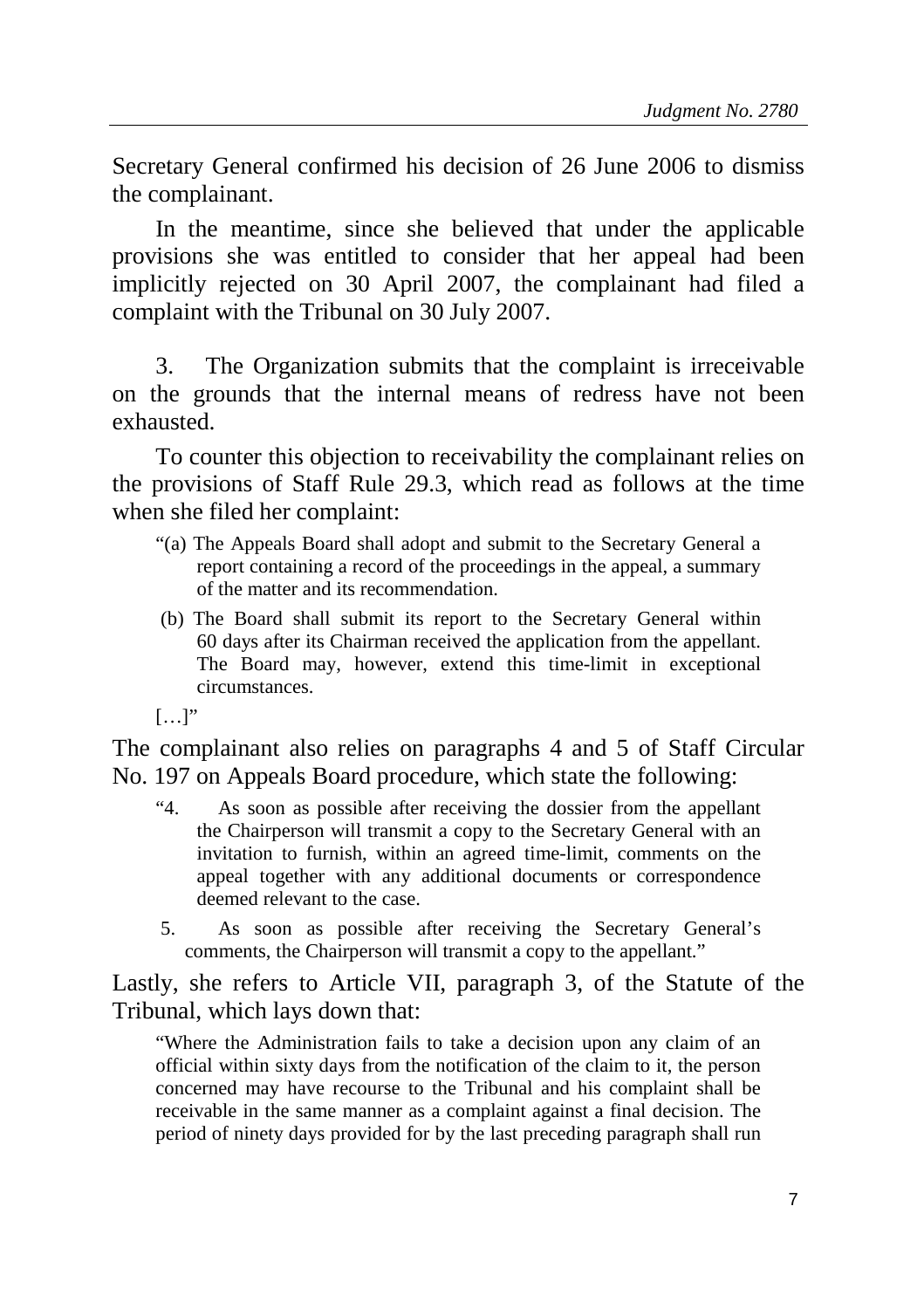Secretary General confirmed his decision of 26 June 2006 to dismiss the complainant.

In the meantime, since she believed that under the applicable provisions she was entitled to consider that her appeal had been implicitly rejected on 30 April 2007, the complainant had filed a complaint with the Tribunal on 30 July 2007.

3. The Organization submits that the complaint is irreceivable on the grounds that the internal means of redress have not been exhausted.

To counter this objection to receivability the complainant relies on the provisions of Staff Rule 29.3, which read as follows at the time when she filed her complaint:

> "(a) The Appeals Board shall adopt and submit to the Secretary General a report containing a record of the proceedings in the appeal, a summary of the matter and its recommendation.
>
> (b) The Board shall submit its report to the Secretary General within 60 days after its Chairman received the application from the appellant. The Board may, however, extend this time-limit in exceptional circumstances.
>
> […]"

The complainant also relies on paragraphs 4 and 5 of Staff Circular No. 197 on Appeals Board procedure, which state the following:

> "4. As soon as possible after receiving the dossier from the appellant the Chairperson will transmit a copy to the Secretary General with an invitation to furnish, within an agreed time-limit, comments on the appeal together with any additional documents or correspondence deemed relevant to the case.
>
> 5. As soon as possible after receiving the Secretary General's comments, the Chairperson will transmit a copy to the appellant."

Lastly, she refers to Article VII, paragraph 3, of the Statute of the Tribunal, which lays down that:

> "Where the Administration fails to take a decision upon any claim of an official within sixty days from the notification of the claim to it, the person concerned may have recourse to the Tribunal and his complaint shall be receivable in the same manner as a complaint against a final decision. The period of ninety days provided for by the last preceding paragraph shall run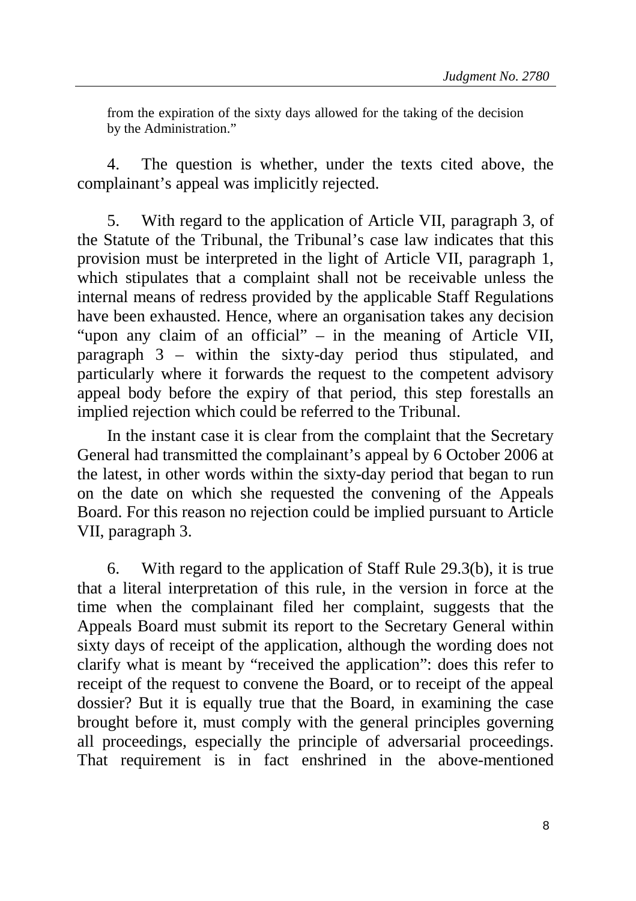from the expiration of the sixty days allowed for the taking of the decision by the Administration."

4. The question is whether, under the texts cited above, the complainant's appeal was implicitly rejected.

5. With regard to the application of Article VII, paragraph 3, of the Statute of the Tribunal, the Tribunal's case law indicates that this provision must be interpreted in the light of Article VII, paragraph 1, which stipulates that a complaint shall not be receivable unless the internal means of redress provided by the applicable Staff Regulations have been exhausted. Hence, where an organisation takes any decision "upon any claim of an official" – in the meaning of Article VII, paragraph 3 – within the sixty-day period thus stipulated, and particularly where it forwards the request to the competent advisory appeal body before the expiry of that period, this step forestalls an implied rejection which could be referred to the Tribunal.

In the instant case it is clear from the complaint that the Secretary General had transmitted the complainant's appeal by 6 October 2006 at the latest, in other words within the sixty-day period that began to run on the date on which she requested the convening of the Appeals Board. For this reason no rejection could be implied pursuant to Article VII, paragraph 3.

6. With regard to the application of Staff Rule 29.3(b), it is true that a literal interpretation of this rule, in the version in force at the time when the complainant filed her complaint, suggests that the Appeals Board must submit its report to the Secretary General within sixty days of receipt of the application, although the wording does not clarify what is meant by "received the application": does this refer to receipt of the request to convene the Board, or to receipt of the appeal dossier? But it is equally true that the Board, in examining the case brought before it, must comply with the general principles governing all proceedings, especially the principle of adversarial proceedings. That requirement is in fact enshrined in the above-mentioned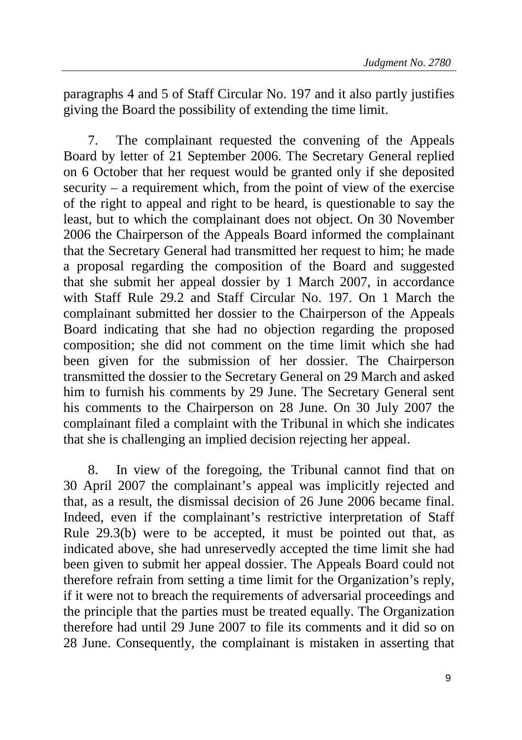paragraphs 4 and 5 of Staff Circular No. 197 and it also partly justifies giving the Board the possibility of extending the time limit.

7. The complainant requested the convening of the Appeals Board by letter of 21 September 2006. The Secretary General replied on 6 October that her request would be granted only if she deposited security – a requirement which, from the point of view of the exercise of the right to appeal and right to be heard, is questionable to say the least, but to which the complainant does not object. On 30 November 2006 the Chairperson of the Appeals Board informed the complainant that the Secretary General had transmitted her request to him; he made a proposal regarding the composition of the Board and suggested that she submit her appeal dossier by 1 March 2007, in accordance with Staff Rule 29.2 and Staff Circular No. 197. On 1 March the complainant submitted her dossier to the Chairperson of the Appeals Board indicating that she had no objection regarding the proposed composition; she did not comment on the time limit which she had been given for the submission of her dossier. The Chairperson transmitted the dossier to the Secretary General on 29 March and asked him to furnish his comments by 29 June. The Secretary General sent his comments to the Chairperson on 28 June. On 30 July 2007 the complainant filed a complaint with the Tribunal in which she indicates that she is challenging an implied decision rejecting her appeal.

8. In view of the foregoing, the Tribunal cannot find that on 30 April 2007 the complainant's appeal was implicitly rejected and that, as a result, the dismissal decision of 26 June 2006 became final. Indeed, even if the complainant's restrictive interpretation of Staff Rule 29.3(b) were to be accepted, it must be pointed out that, as indicated above, she had unreservedly accepted the time limit she had been given to submit her appeal dossier. The Appeals Board could not therefore refrain from setting a time limit for the Organization's reply, if it were not to breach the requirements of adversarial proceedings and the principle that the parties must be treated equally. The Organization therefore had until 29 June 2007 to file its comments and it did so on 28 June. Consequently, the complainant is mistaken in asserting that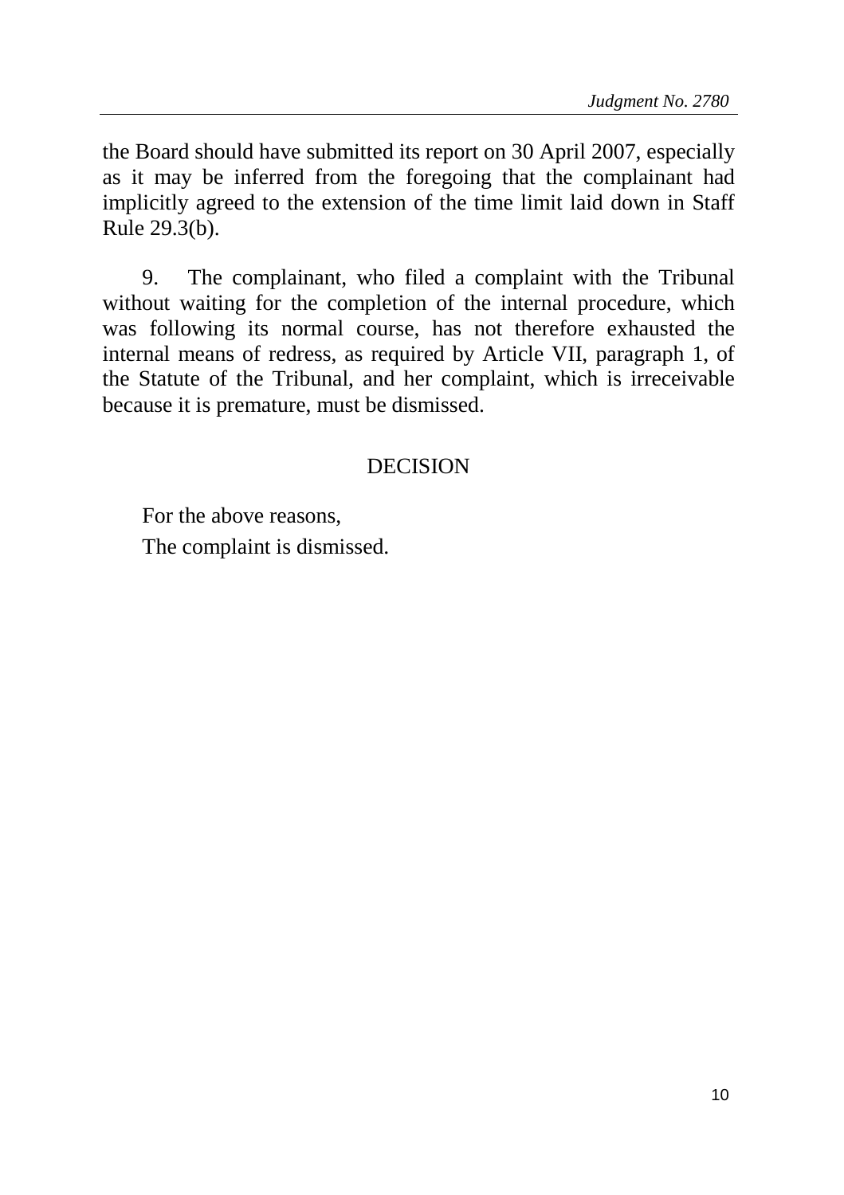the Board should have submitted its report on 30 April 2007, especially as it may be inferred from the foregoing that the complainant had implicitly agreed to the extension of the time limit laid down in Staff Rule 29.3(b).

9. The complainant, who filed a complaint with the Tribunal without waiting for the completion of the internal procedure, which was following its normal course, has not therefore exhausted the internal means of redress, as required by Article VII, paragraph 1, of the Statute of the Tribunal, and her complaint, which is irreceivable because it is premature, must be dismissed.

## DECISION

For the above reasons,

The complaint is dismissed.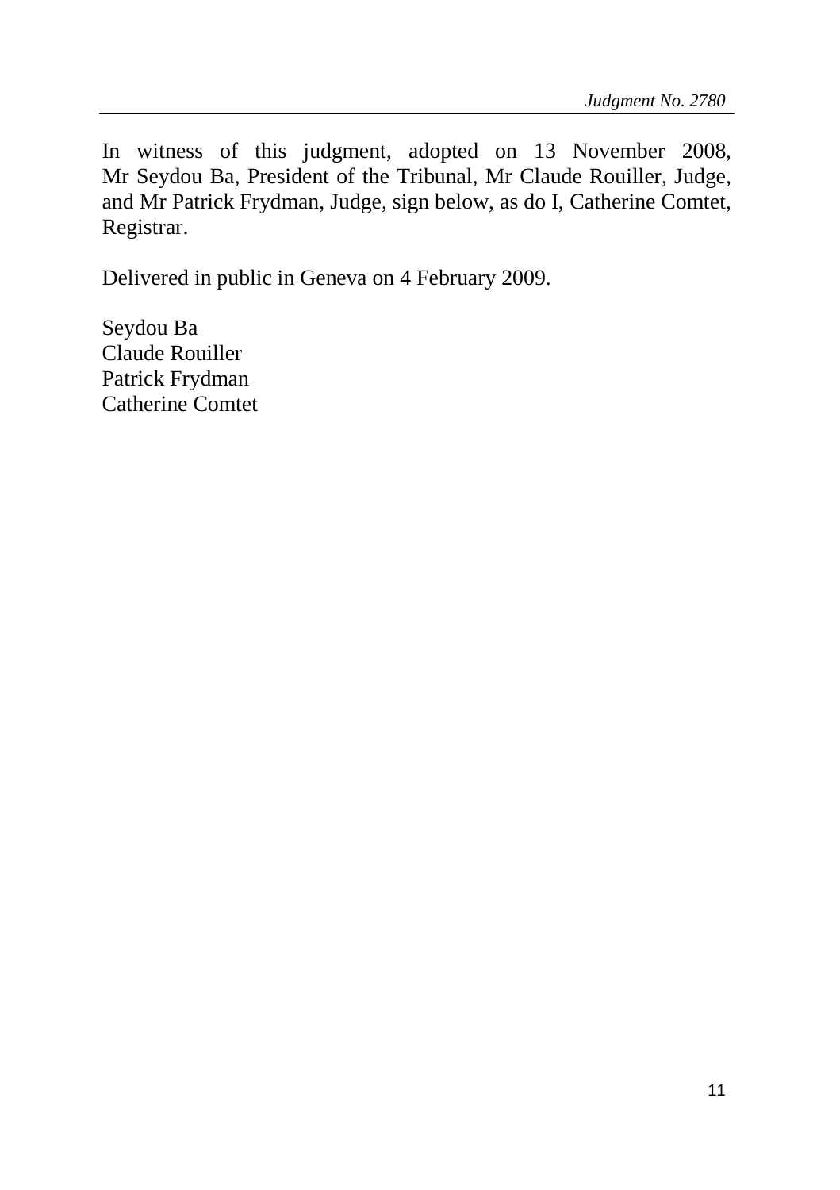In witness of this judgment, adopted on 13 November 2008, Mr Seydou Ba, President of the Tribunal, Mr Claude Rouiller, Judge, and Mr Patrick Frydman, Judge, sign below, as do I, Catherine Comtet, Registrar.

Delivered in public in Geneva on 4 February 2009.

Seydou Ba  
Claude Rouiller  
Patrick Frydman  
Catherine Comtet